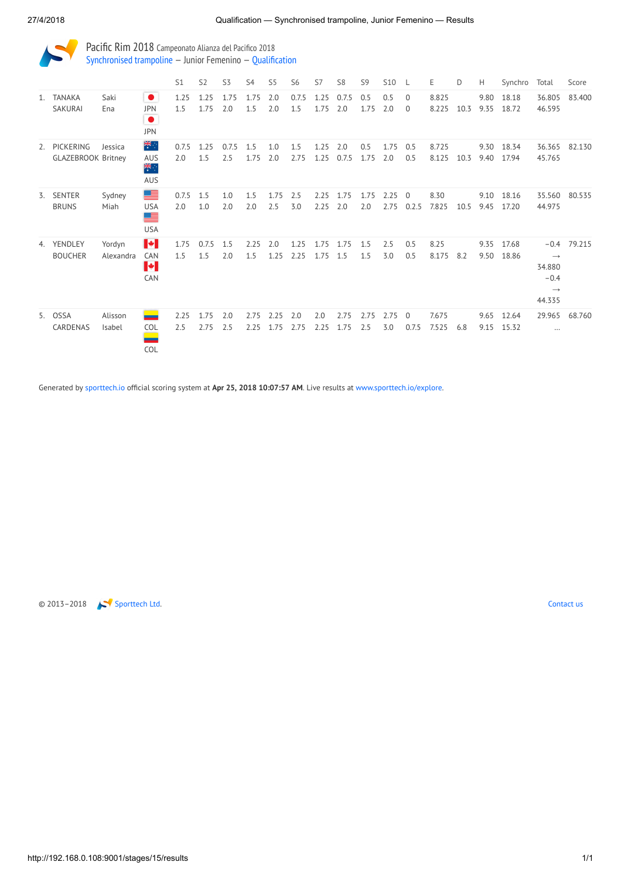# Pacific Rim 2018 Campeonato Alianza del Pacifico 2018

## Synchronised trampoline – Junior Femenino – Qualification

| | | | | S1 | S2 | S3 | S4 | S5 | S6 | S7 | S8 | S9 | S10 | L | E | D | H | Synchro | Total | Score |
|---|---|---|---|---|---|---|---|---|---|---|---|---|---|---|---|---|---|---|---|---|
| 1. | TANAKA | Saki | JPN | 1.25 | 1.25 | 1.75 | 1.75 | 2.0 | 0.7.5 | 1.25 | 0.7.5 | 0.5 | 0.5 | 0 | 8.825 | | 9.80 | 18.18 | 36.805 | 83.400 |
| | SAKURAI | Ena | JPN | 1.5 | 1.75 | 2.0 | 1.5 | 2.0 | 1.5 | 1.75 | 2.0 | 1.75 | 2.0 | 0 | 8.225 | 10.3 | 9.35 | 18.72 | 46.595 | |
| 2. | PICKERING | Jessica | AUS | 0.7.5 | 1.25 | 0.7.5 | 1.5 | 1.0 | 1.5 | 1.25 | 2.0 | 0.5 | 1.75 | 0.5 | 8.725 | | 9.30 | 18.34 | 36.365 | 82.130 |
| | GLAZEBROOK | Britney | AUS | 2.0 | 1.5 | 2.5 | 1.75 | 2.0 | 2.75 | 1.25 | 0.7.5 | 1.75 | 2.0 | 0.5 | 8.125 | 10.3 | 9.40 | 17.94 | 45.765 | |
| 3. | SENTER | Sydney | USA | 0.7.5 | 1.5 | 1.0 | 1.5 | 1.75 | 2.5 | 2.25 | 1.75 | 1.75 | 2.25 | 0 | 8.30 | | 9.10 | 18.16 | 35.560 | 80.535 |
| | BRUNS | Miah | USA | 2.0 | 1.0 | 2.0 | 2.0 | 2.5 | 3.0 | 2.25 | 2.0 | 2.0 | 2.75 | 0.2.5 | 7.825 | 10.5 | 9.45 | 17.20 | 44.975 | |
| 4. | YENDLEY | Yordyn | CAN | 1.75 | 0.7.5 | 1.5 | 2.25 | 2.0 | 1.25 | 1.75 | 1.75 | 1.5 | 2.5 | 0.5 | 8.25 | | 9.35 | 17.68 | −0.4 → 34.880 | 79.215 |
| | BOUCHER | Alexandra | CAN | 1.5 | 1.5 | 2.0 | 1.5 | 1.25 | 2.25 | 1.75 | 1.5 | 1.5 | 3.0 | 0.5 | 8.175 | 8.2 | 9.50 | 18.86 | −0.4 → 44.335 | |
| 5. | OSSA | Alisson | COL | 2.25 | 1.75 | 2.0 | 2.75 | 2.25 | 2.0 | 2.0 | 2.75 | 2.75 | 2.75 | 0 | 7.675 | | 9.65 | 12.64 | 29.965 | 68.760 |
| | CARDENAS | Isabel | COL | 2.5 | 2.75 | 2.5 | 2.25 | 1.75 | 2.75 | 2.25 | 1.75 | 2.5 | 3.0 | 0.7.5 | 7.525 | 6.8 | 9.15 | 15.32 | ... | |

Generated by sporttech.io official scoring system at **Apr 25, 2018 10:07:57 AM**. Live results at www.sporttech.io/explore.

© 2013–2018 Sporttech Ltd.

Contact us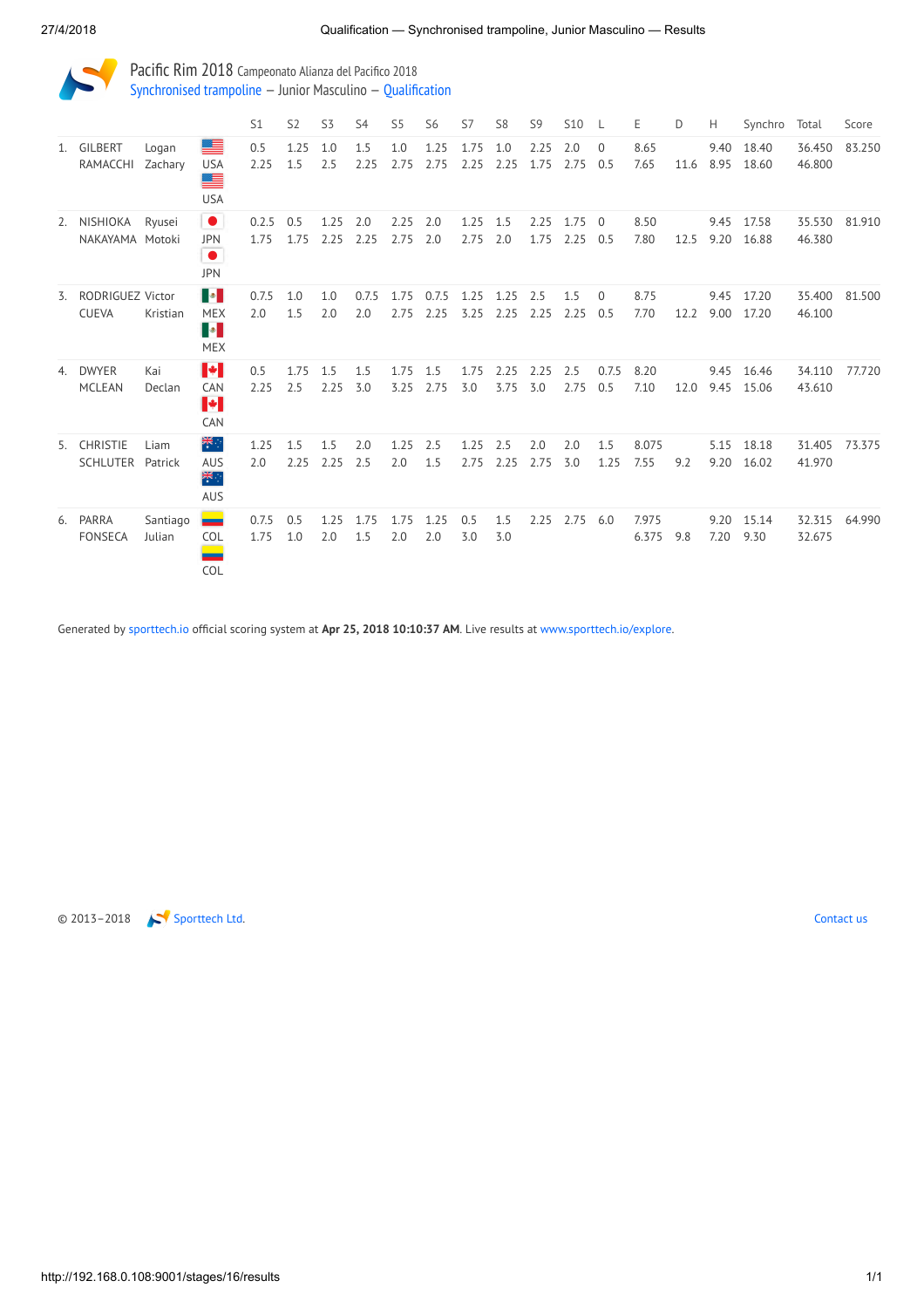# Pacific Rim 2018 Campeonato Alianza del Pacifico 2018

## Synchronised trampoline — Junior Masculino — Qualification

| | | | | S1 | S2 | S3 | S4 | S5 | S6 | S7 | S8 | S9 | S10 | L | E | D | H | Synchro | Total | Score |
|---|---|---|---|---|---|---|---|---|---|---|---|---|---|---|---|---|---|---|---|---|
| 1. | GILBERT | Logan | USA | 0.5 | 1.25 | 1.0 | 1.5 | 1.0 | 1.25 | 1.75 | 1.0 | 2.25 | 2.0 | 0 | 8.65 | | 9.40 | 18.40 | 36.450 | 83.250 |
| | RAMACCHI | Zachary | USA | 2.25 | 1.5 | 2.5 | 2.25 | 2.75 | 2.75 | 2.25 | 2.25 | 1.75 | 2.75 | 0.5 | 7.65 | 11.6 | 8.95 | 18.60 | 46.800 | |
| 2. | NISHIOKA | Ryusei | JPN | 0.2.5 | 0.5 | 1.25 | 2.0 | 2.25 | 2.0 | 1.25 | 1.5 | 2.25 | 1.75 | 0 | 8.50 | | 9.45 | 17.58 | 35.530 | 81.910 |
| | NAKAYAMA | Motoki | JPN | 1.75 | 1.75 | 2.25 | 2.25 | 2.75 | 2.0 | 2.75 | 2.0 | 1.75 | 2.25 | 0.5 | 7.80 | 12.5 | 9.20 | 16.88 | 46.380 | |
| 3. | RODRIGUEZ | Victor | MEX | 0.75 | 1.0 | 1.0 | 0.75 | 1.75 | 0.75 | 1.25 | 1.25 | 2.5 | 1.5 | 0 | 8.75 | | 9.45 | 17.20 | 35.400 | 81.500 |
| | CUEVA | Kristian | MEX | 2.0 | 1.5 | 2.0 | 2.0 | 2.75 | 2.25 | 3.25 | 2.25 | 2.25 | 2.25 | 0.5 | 7.70 | 12.2 | 9.00 | 17.20 | 46.100 | |
| 4. | DWYER | Kai | CAN | 0.5 | 1.75 | 1.5 | 1.5 | 1.75 | 1.5 | 1.75 | 2.25 | 2.25 | 2.5 | 0.75 | 8.20 | | 9.45 | 16.46 | 34.110 | 77.720 |
| | MCLEAN | Declan | CAN | 2.25 | 2.5 | 2.25 | 3.0 | 3.25 | 2.75 | 3.0 | 3.75 | 3.0 | 2.75 | 0.5 | 7.10 | 12.0 | 9.45 | 15.06 | 43.610 | |
| 5. | CHRISTIE | Liam | AUS | 1.25 | 1.5 | 1.5 | 2.0 | 1.25 | 2.5 | 1.25 | 2.5 | 2.0 | 2.0 | 1.5 | 8.075 | | 5.15 | 18.18 | 31.405 | 73.375 |
| | SCHLUTER | Patrick | AUS | 2.0 | 2.25 | 2.25 | 2.5 | 2.0 | 1.5 | 2.75 | 2.25 | 2.75 | 3.0 | 1.25 | 7.55 | 9.2 | 9.20 | 16.02 | 41.970 | |
| 6. | PARRA | Santiago | COL | 0.75 | 0.5 | 1.25 | 1.75 | 1.75 | 1.25 | 0.5 | 1.5 | 2.25 | 2.75 | 6.0 | 7.975 | | 9.20 | 15.14 | 32.315 | 64.990 |
| | FONSECA | Julian | COL | 1.75 | 1.0 | 2.0 | 1.5 | 2.0 | 2.0 | 3.0 | 3.0 | | | | 6.375 | 9.8 | 7.20 | 9.30 | 32.675 | |

Generated by sporttech.io official scoring system at **Apr 25, 2018 10:10:37 AM**. Live results at www.sporttech.io/explore.

© 2013–2018 Sporttech Ltd. Contact us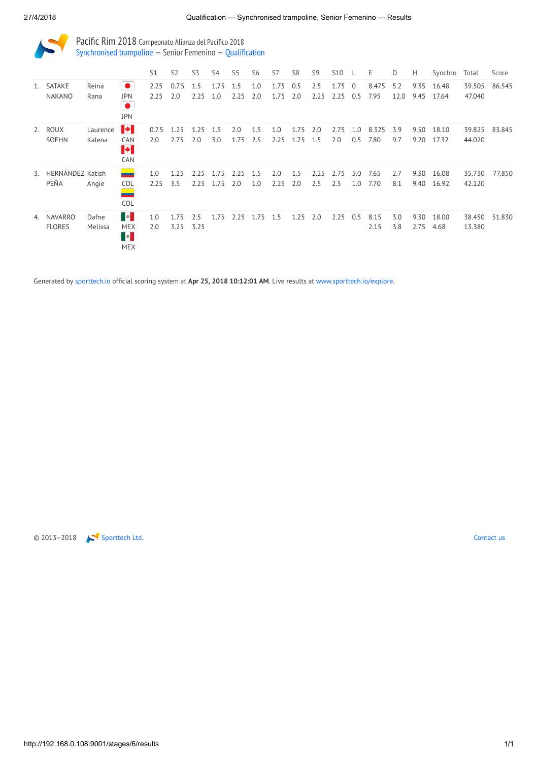# Pacific Rim 2018 Campeonato Alianza del Pacifico 2018

## Synchronised trampoline – Senior Femenino – Qualification

| | | | | S1 | S2 | S3 | S4 | S5 | S6 | S7 | S8 | S9 | S10 | L | E | D | H | Synchro | Total | Score |
|---|---|---|---|---|---|---|---|---|---|---|---|---|---|---|---|---|---|---|---|---|
| 1. | SATAKE | Reina | JPN | 2.25 | 0.75 | 1.5 | 1.75 | 1.5 | 1.0 | 1.75 | 0.5 | 2.5 | 1.75 | 0 | 8.475 | 5.2 | 9.35 | 16.48 | 39.505 | 86.545 |
| | NAKANO | Rana | JPN | 2.25 | 2.0 | 2.25 | 1.0 | 2.25 | 2.0 | 1.75 | 2.0 | 2.25 | 2.25 | 0.5 | 7.95 | 12.0 | 9.45 | 17.64 | 47.040 | |
| 2. | ROUX | Laurence | CAN | 0.75 | 1.25 | 1.25 | 1.5 | 2.0 | 1.5 | 1.0 | 1.75 | 2.0 | 2.75 | 1.0 | 8.325 | 3.9 | 9.50 | 18.10 | 39.825 | 83.845 |
| | SOEHN | Kalena | CAN | 2.0 | 2.75 | 2.0 | 3.0 | 1.75 | 2.5 | 2.25 | 1.75 | 1.5 | 2.0 | 0.5 | 7.80 | 9.7 | 9.20 | 17.32 | 44.020 | |
| 3. | HERNÁNDEZ | Katish | COL | 1.0 | 1.25 | 2.25 | 1.75 | 2.25 | 1.5 | 2.0 | 1.5 | 2.25 | 2.75 | 5.0 | 7.65 | 2.7 | 9.30 | 16.08 | 35.730 | 77.850 |
| | PEÑA | Angie | COL | 2.25 | 3.5 | 2.25 | 1.75 | 2.0 | 1.0 | 2.25 | 2.0 | 2.5 | 2.5 | 1.0 | 7.70 | 8.1 | 9.40 | 16.92 | 42.120 | |
| 4. | NAVARRO | Dafne | MEX | 1.0 | 1.75 | 2.5 | 1.75 | 2.25 | 1.75 | 1.5 | 1.25 | 2.0 | 2.25 | 0.5 | 8.15 | 3.0 | 9.30 | 18.00 | 38.450 | 51.830 |
| | FLORES | Melissa | MEX | 2.0 | 3.25 | 3.25 | | | | | | | | | 2.15 | 3.8 | 2.75 | 4.68 | 13.380 | |

Generated by sporttech.io official scoring system at **Apr 25, 2018 10:12:01 AM**. Live results at www.sporttech.io/explore.

© 2013–2018 Sporttech Ltd. Contact us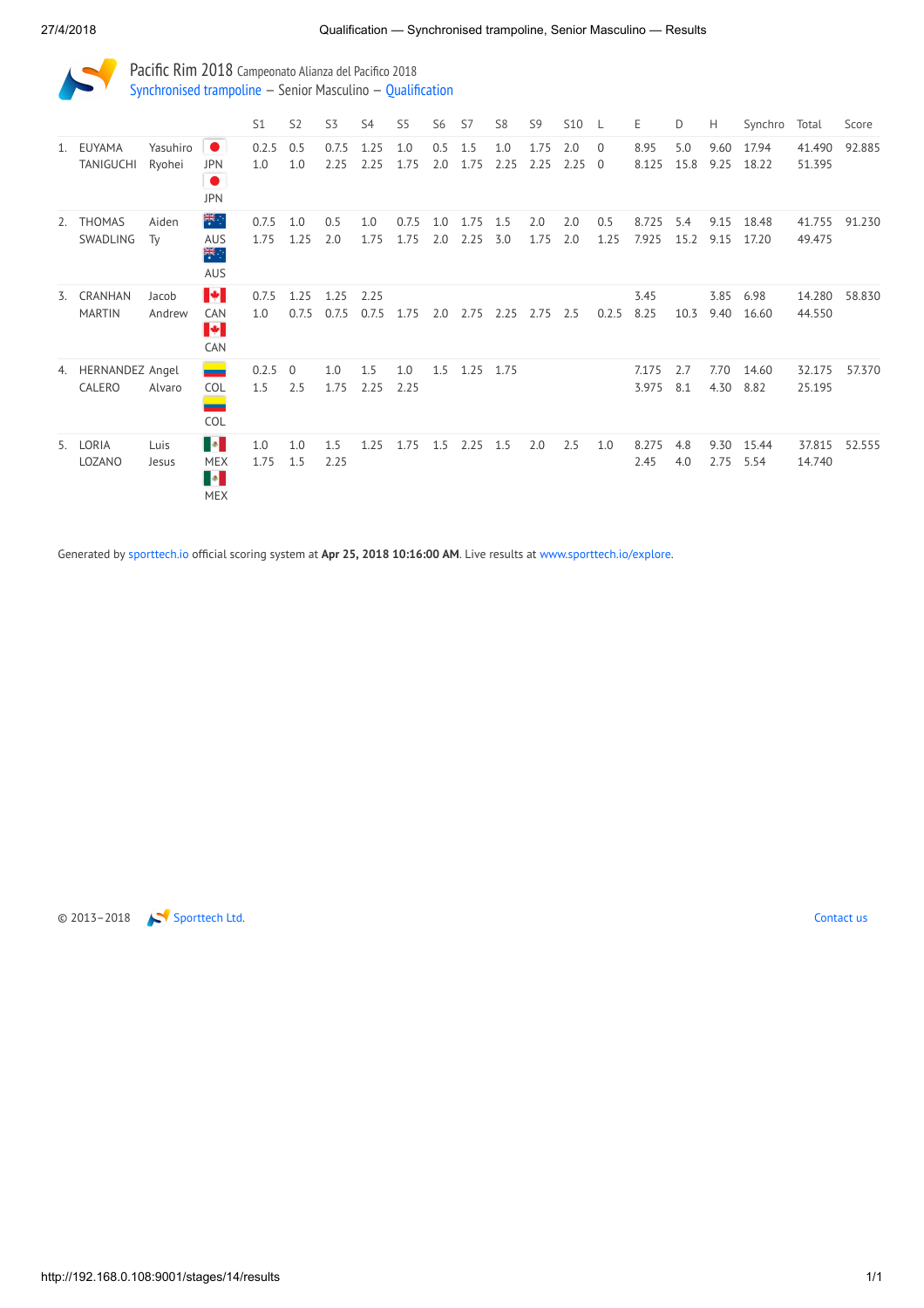# Pacific Rim 2018 Campeonato Alianza del Pacifico 2018

## Synchronised trampoline – Senior Masculino – Qualification

| | | | | S1 | S2 | S3 | S4 | S5 | S6 | S7 | S8 | S9 | S10 | L | E | D | H | Synchro | Total | Score |
|---|---|---|---|---|---|---|---|---|---|---|---|---|---|---|---|---|---|---|---|---|
| 1. | EUYAMA | Yasuhiro | JPN | 0.2.5 | 0.5 | 0.7.5 | 1.25 | 1.0 | 0.5 | 1.5 | 1.0 | 1.75 | 2.0 | 0 | 8.95 | 5.0 | 9.60 | 17.94 | 41.490 | 92.885 |
| | TANIGUCHI | Ryohei | JPN | 1.0 | 1.0 | 2.25 | 2.25 | 1.75 | 2.0 | 1.75 | 2.25 | 2.25 | 2.25 | 0 | 8.125 | 15.8 | 9.25 | 18.22 | 51.395 | |
| 2. | THOMAS | Aiden | AUS | 0.7.5 | 1.0 | 0.5 | 1.0 | 0.7.5 | 1.0 | 1.75 | 1.5 | 2.0 | 2.0 | 0.5 | 8.725 | 5.4 | 9.15 | 18.48 | 41.755 | 91.230 |
| | SWADLING | Ty | AUS | 1.75 | 1.25 | 2.0 | 1.75 | 1.75 | 2.0 | 2.25 | 3.0 | 1.75 | 2.0 | 1.25 | 7.925 | 15.2 | 9.15 | 17.20 | 49.475 | |
| 3. | CRANHAN | Jacob | CAN | 0.7.5 | 1.25 | 1.25 | 2.25 | | | | | | | | 3.45 | | 3.85 | 6.98 | 14.280 | 58.830 |
| | MARTIN | Andrew | CAN | 1.0 | 0.7.5 | 0.7.5 | 0.7.5 | 1.75 | 2.0 | 2.75 | 2.25 | 2.75 | 2.5 | 0.2.5 | 8.25 | 10.3 | 9.40 | 16.60 | 44.550 | |
| 4. | HERNANDEZ | Angel | COL | 0.2.5 | 0 | 1.0 | 1.5 | 1.0 | 1.5 | 1.25 | 1.75 | | | | 7.175 | 2.7 | 7.70 | 14.60 | 32.175 | 57.370 |
| | CALERO | Alvaro | COL | 1.5 | 2.5 | 1.75 | 2.25 | 2.25 | | | | | | | 3.975 | 8.1 | 4.30 | 8.82 | 25.195 | |
| 5. | LORIA | Luis | MEX | 1.0 | 1.0 | 1.5 | 1.25 | 1.75 | 1.5 | 2.25 | 1.5 | 2.0 | 2.5 | 1.0 | 8.275 | 4.8 | 9.30 | 15.44 | 37.815 | 52.555 |
| | LOZANO | Jesus | MEX | 1.75 | 1.5 | 2.25 | | | | | | | | | 2.45 | 4.0 | 2.75 | 5.54 | 14.740 | |

Generated by sporttech.io official scoring system at **Apr 25, 2018 10:16:00 AM**. Live results at www.sporttech.io/explore.

© 2013–2018 Sporttech Ltd.

Contact us